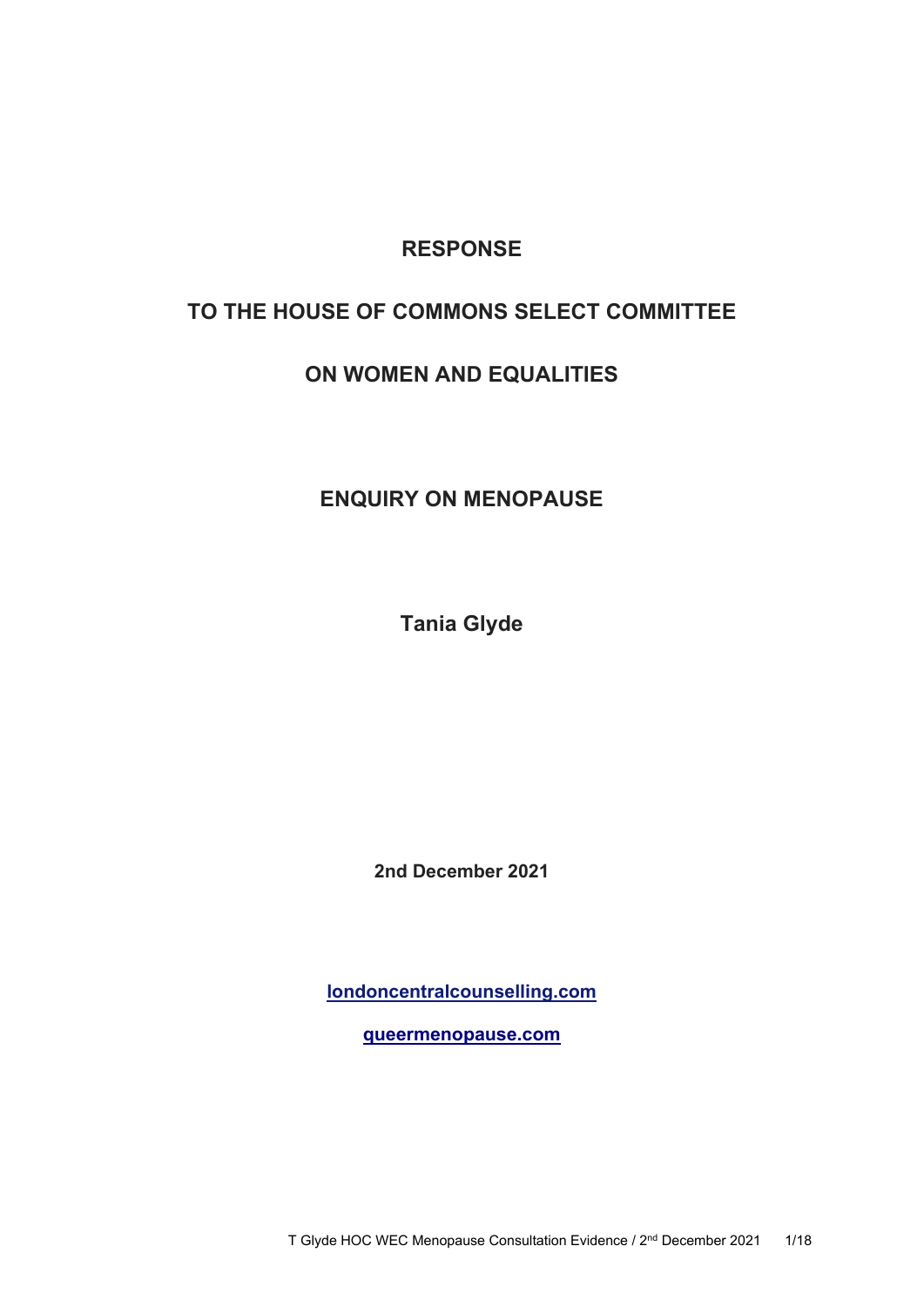# RESPONSE

# TO THE HOUSE OF COMMONS SELECT COMMITTEE

# ON WOMEN AND EQUALITIES

## ENQUIRY ON MENOPAUSE

**Tania Glyde**

**2nd December 2021**

**londoncentralcounselling.com**

**queermenopause.com**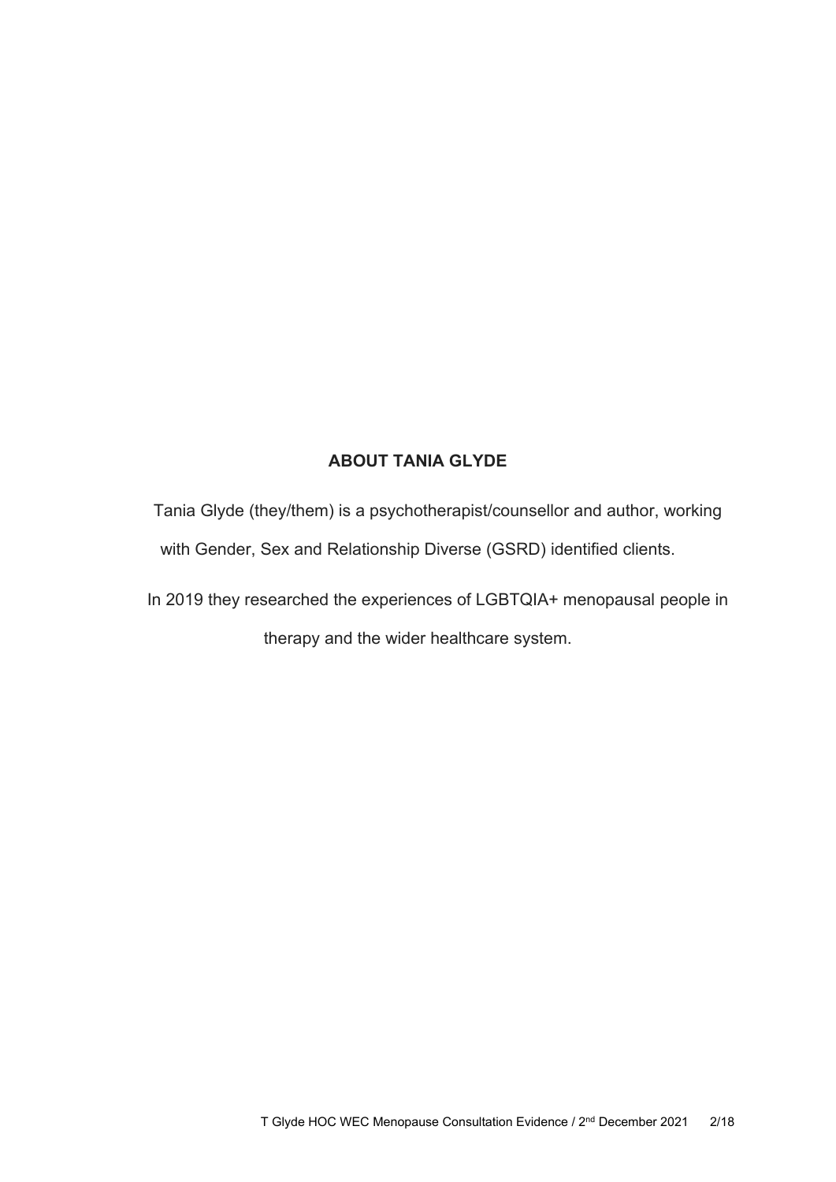## ABOUT TANIA GLYDE

Tania Glyde (they/them) is a psychotherapist/counsellor and author, working with Gender, Sex and Relationship Diverse (GSRD) identified clients.

In 2019 they researched the experiences of LGBTQIA+ menopausal people in therapy and the wider healthcare system.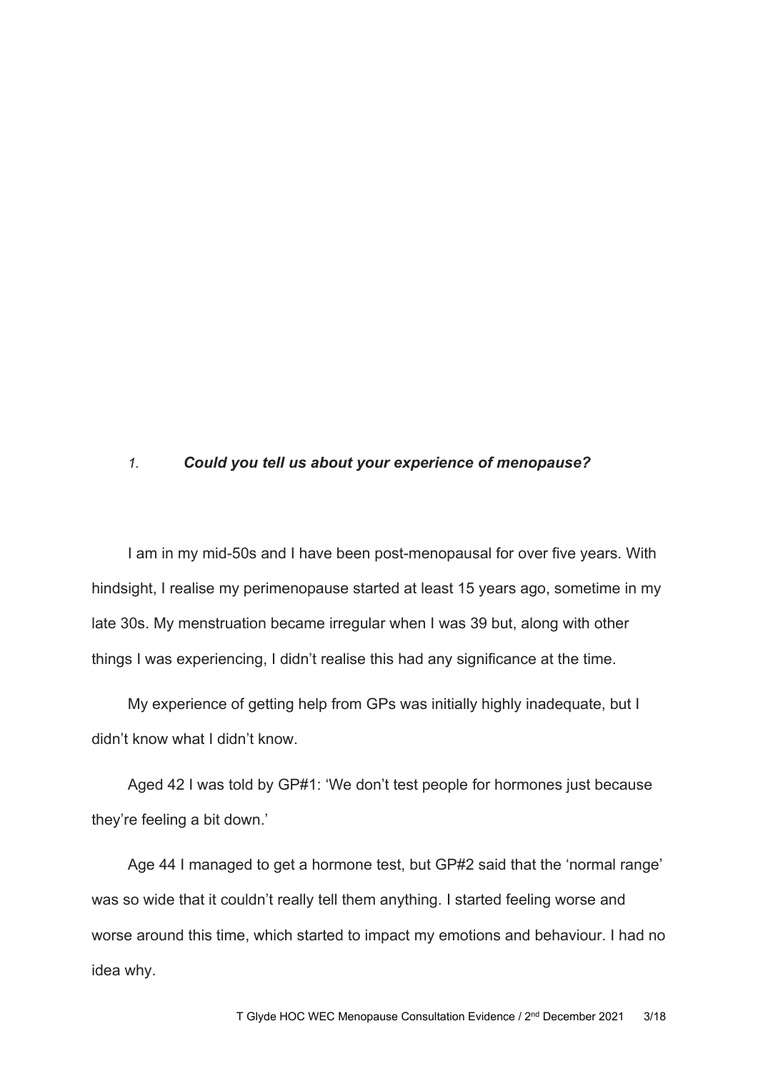1. ***Could you tell us about your experience of menopause?***

I am in my mid-50s and I have been post-menopausal for over five years. With hindsight, I realise my perimenopause started at least 15 years ago, sometime in my late 30s. My menstruation became irregular when I was 39 but, along with other things I was experiencing, I didn't realise this had any significance at the time.

My experience of getting help from GPs was initially highly inadequate, but I didn't know what I didn't know.

Aged 42 I was told by GP#1: 'We don't test people for hormones just because they're feeling a bit down.'

Age 44 I managed to get a hormone test, but GP#2 said that the 'normal range' was so wide that it couldn't really tell them anything. I started feeling worse and worse around this time, which started to impact my emotions and behaviour. I had no idea why.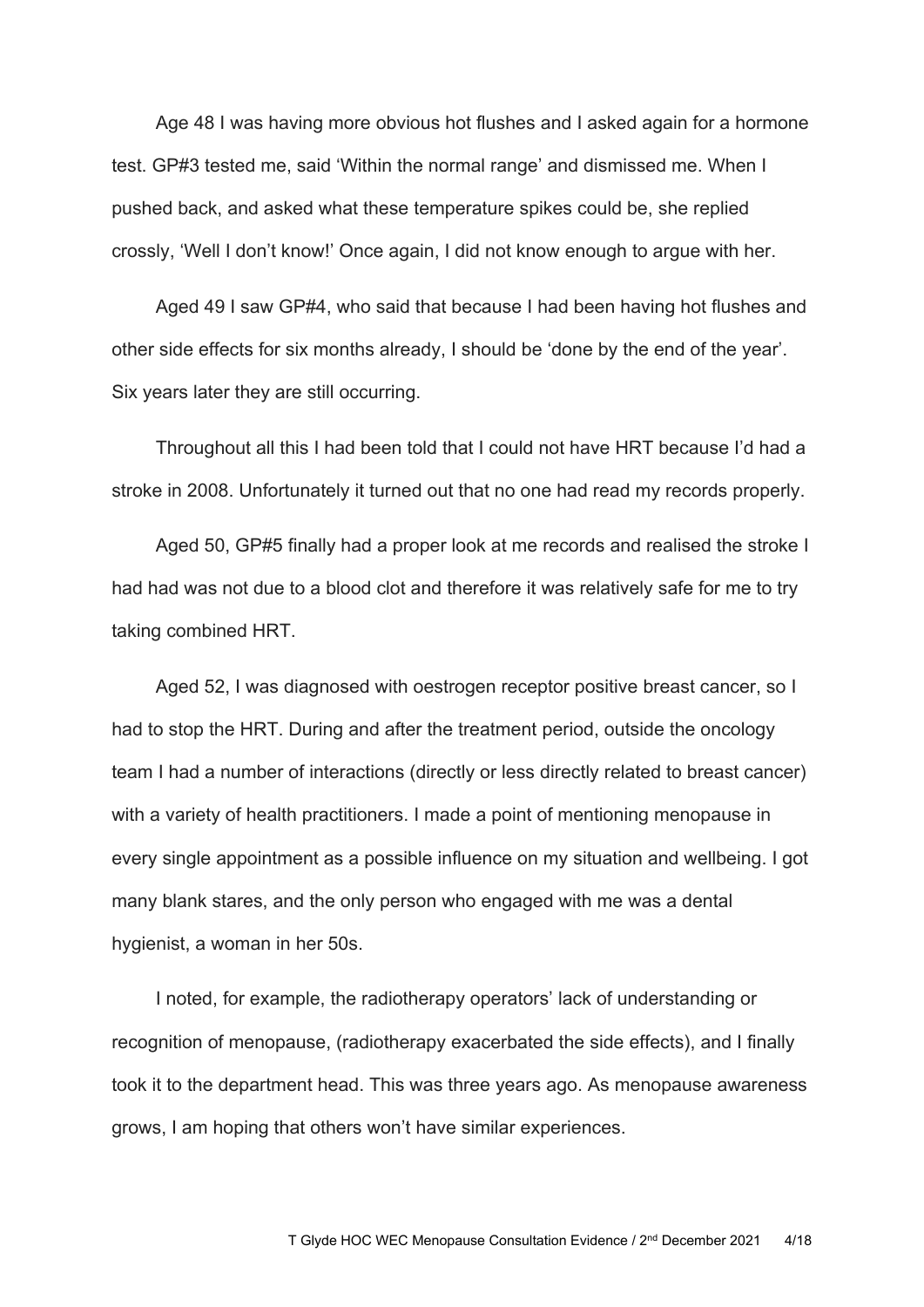Age 48 I was having more obvious hot flushes and I asked again for a hormone test. GP#3 tested me, said 'Within the normal range' and dismissed me. When I pushed back, and asked what these temperature spikes could be, she replied crossly, 'Well I don't know!' Once again, I did not know enough to argue with her.

Aged 49 I saw GP#4, who said that because I had been having hot flushes and other side effects for six months already, I should be 'done by the end of the year'. Six years later they are still occurring.

Throughout all this I had been told that I could not have HRT because I'd had a stroke in 2008. Unfortunately it turned out that no one had read my records properly.

Aged 50, GP#5 finally had a proper look at me records and realised the stroke I had had was not due to a blood clot and therefore it was relatively safe for me to try taking combined HRT.

Aged 52, I was diagnosed with oestrogen receptor positive breast cancer, so I had to stop the HRT. During and after the treatment period, outside the oncology team I had a number of interactions (directly or less directly related to breast cancer) with a variety of health practitioners. I made a point of mentioning menopause in every single appointment as a possible influence on my situation and wellbeing. I got many blank stares, and the only person who engaged with me was a dental hygienist, a woman in her 50s.

I noted, for example, the radiotherapy operators' lack of understanding or recognition of menopause, (radiotherapy exacerbated the side effects), and I finally took it to the department head. This was three years ago. As menopause awareness grows, I am hoping that others won't have similar experiences.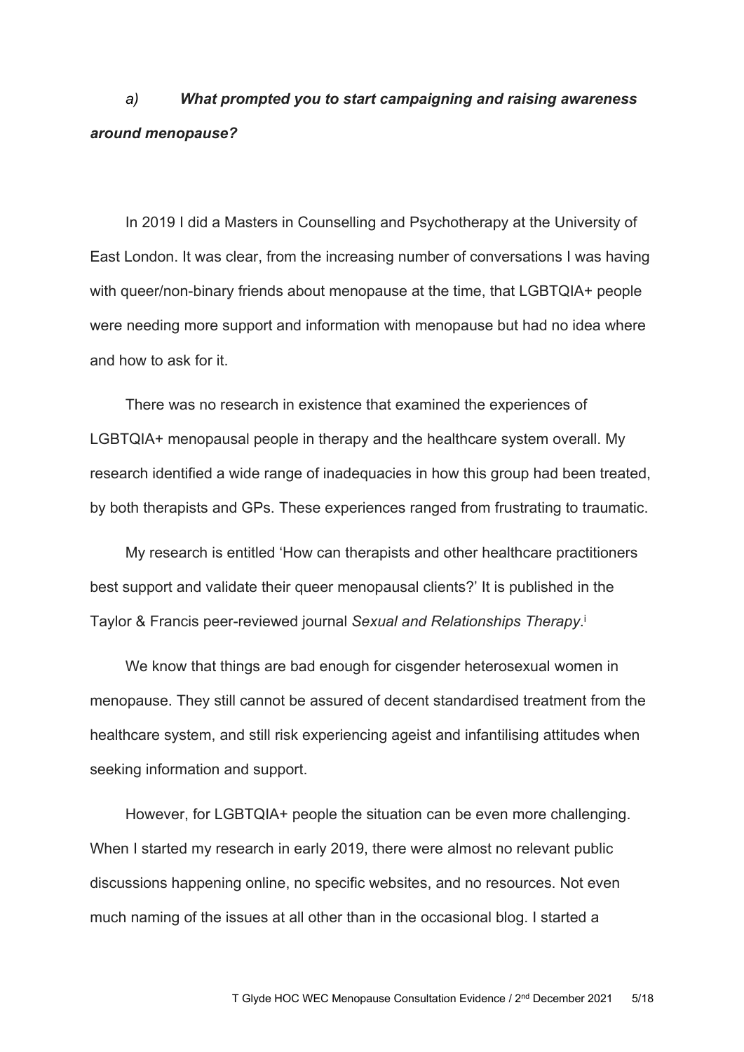*a) **What prompted you to start campaigning and raising awareness around menopause?***

In 2019 I did a Masters in Counselling and Psychotherapy at the University of East London. It was clear, from the increasing number of conversations I was having with queer/non-binary friends about menopause at the time, that LGBTQIA+ people were needing more support and information with menopause but had no idea where and how to ask for it.

There was no research in existence that examined the experiences of LGBTQIA+ menopausal people in therapy and the healthcare system overall. My research identified a wide range of inadequacies in how this group had been treated, by both therapists and GPs. These experiences ranged from frustrating to traumatic.

My research is entitled 'How can therapists and other healthcare practitioners best support and validate their queer menopausal clients?' It is published in the Taylor & Francis peer-reviewed journal *Sexual and Relationships Therapy*.[i]

We know that things are bad enough for cisgender heterosexual women in menopause. They still cannot be assured of decent standardised treatment from the healthcare system, and still risk experiencing ageist and infantilising attitudes when seeking information and support.

However, for LGBTQIA+ people the situation can be even more challenging. When I started my research in early 2019, there were almost no relevant public discussions happening online, no specific websites, and no resources. Not even much naming of the issues at all other than in the occasional blog. I started a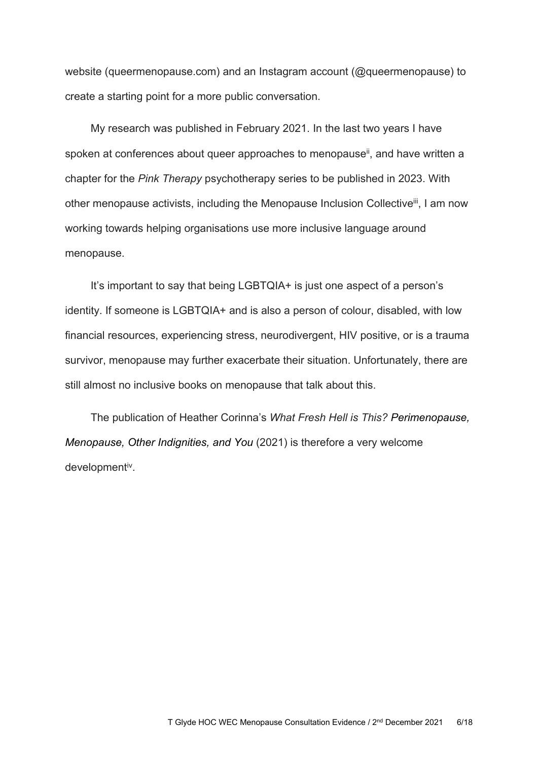website (queermenopause.com) and an Instagram account (@queermenopause) to create a starting point for a more public conversation.

My research was published in February 2021. In the last two years I have spoken at conferences about queer approaches to menopause[ii], and have written a chapter for the *Pink Therapy* psychotherapy series to be published in 2023. With other menopause activists, including the Menopause Inclusion Collective[iii], I am now working towards helping organisations use more inclusive language around menopause.

It's important to say that being LGBTQIA+ is just one aspect of a person's identity. If someone is LGBTQIA+ and is also a person of colour, disabled, with low financial resources, experiencing stress, neurodivergent, HIV positive, or is a trauma survivor, menopause may further exacerbate their situation. Unfortunately, there are still almost no inclusive books on menopause that talk about this.

The publication of Heather Corinna's *What Fresh Hell is This? Perimenopause, Menopause, Other Indignities, and You* (2021) is therefore a very welcome development[iv].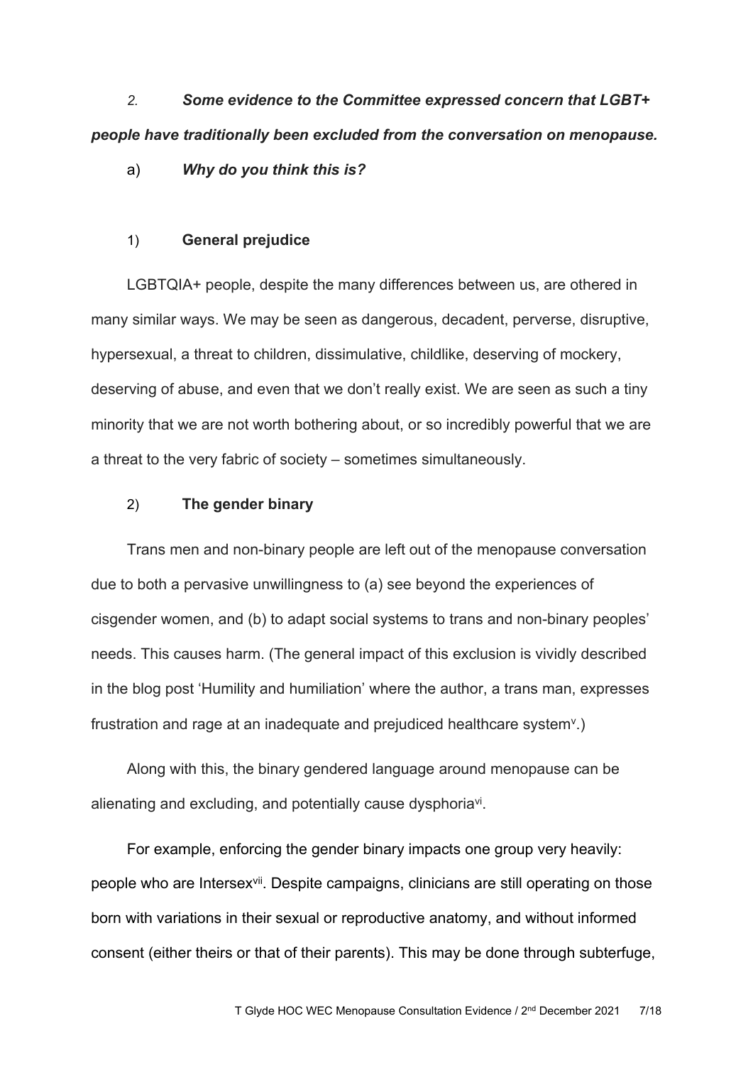*2.* ***Some evidence to the Committee expressed concern that LGBT+ people have traditionally been excluded from the conversation on menopause.***

a) ***Why do you think this is?***

1) **General prejudice**

LGBTQIA+ people, despite the many differences between us, are othered in many similar ways. We may be seen as dangerous, decadent, perverse, disruptive, hypersexual, a threat to children, dissimulative, childlike, deserving of mockery, deserving of abuse, and even that we don't really exist. We are seen as such a tiny minority that we are not worth bothering about, or so incredibly powerful that we are a threat to the very fabric of society – sometimes simultaneously.

2) **The gender binary**

Trans men and non-binary people are left out of the menopause conversation due to both a pervasive unwillingness to (a) see beyond the experiences of cisgender women, and (b) to adapt social systems to trans and non-binary peoples' needs. This causes harm. (The general impact of this exclusion is vividly described in the blog post 'Humility and humiliation' where the author, a trans man, expresses frustration and rage at an inadequate and prejudiced healthcare system[v].)

Along with this, the binary gendered language around menopause can be alienating and excluding, and potentially cause dysphoria[vi].

For example, enforcing the gender binary impacts one group very heavily: people who are Intersex[vii]. Despite campaigns, clinicians are still operating on those born with variations in their sexual or reproductive anatomy, and without informed consent (either theirs or that of their parents). This may be done through subterfuge,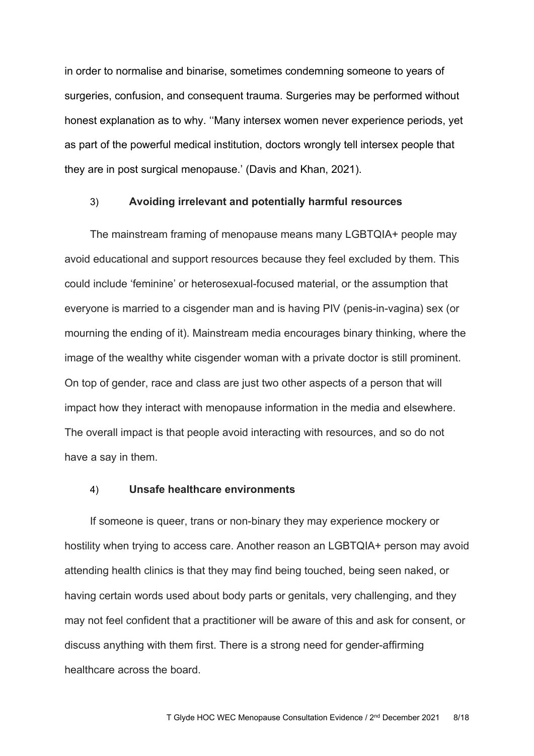in order to normalise and binarise, sometimes condemning someone to years of surgeries, confusion, and consequent trauma. Surgeries may be performed without honest explanation as to why. ''Many intersex women never experience periods, yet as part of the powerful medical institution, doctors wrongly tell intersex people that they are in post surgical menopause.' (Davis and Khan, 2021).

### 3) Avoiding irrelevant and potentially harmful resources

The mainstream framing of menopause means many LGBTQIA+ people may avoid educational and support resources because they feel excluded by them. This could include 'feminine' or heterosexual-focused material, or the assumption that everyone is married to a cisgender man and is having PIV (penis-in-vagina) sex (or mourning the ending of it). Mainstream media encourages binary thinking, where the image of the wealthy white cisgender woman with a private doctor is still prominent. On top of gender, race and class are just two other aspects of a person that will impact how they interact with menopause information in the media and elsewhere. The overall impact is that people avoid interacting with resources, and so do not have a say in them.

### 4) Unsafe healthcare environments

If someone is queer, trans or non-binary they may experience mockery or hostility when trying to access care. Another reason an LGBTQIA+ person may avoid attending health clinics is that they may find being touched, being seen naked, or having certain words used about body parts or genitals, very challenging, and they may not feel confident that a practitioner will be aware of this and ask for consent, or discuss anything with them first. There is a strong need for gender-affirming healthcare across the board.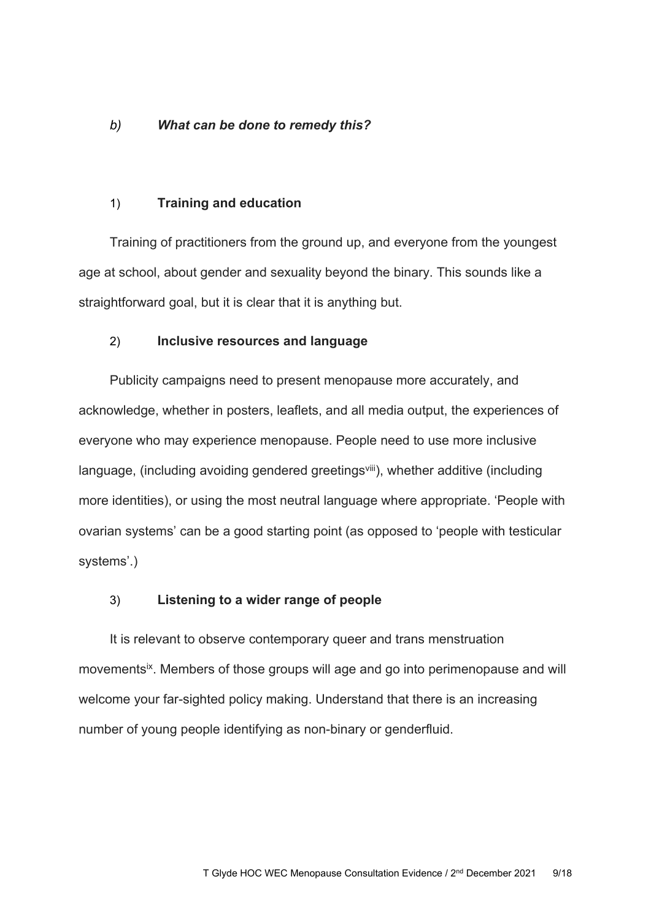### *b) What can be done to remedy this?*

#### 1) **Training and education**

Training of practitioners from the ground up, and everyone from the youngest age at school, about gender and sexuality beyond the binary. This sounds like a straightforward goal, but it is clear that it is anything but.

#### 2) **Inclusive resources and language**

Publicity campaigns need to present menopause more accurately, and acknowledge, whether in posters, leaflets, and all media output, the experiences of everyone who may experience menopause. People need to use more inclusive language, (including avoiding gendered greetings[viii]), whether additive (including more identities), or using the most neutral language where appropriate. 'People with ovarian systems' can be a good starting point (as opposed to 'people with testicular systems'.)

#### 3) **Listening to a wider range of people**

It is relevant to observe contemporary queer and trans menstruation movements[ix]. Members of those groups will age and go into perimenopause and will welcome your far-sighted policy making. Understand that there is an increasing number of young people identifying as non-binary or genderfluid.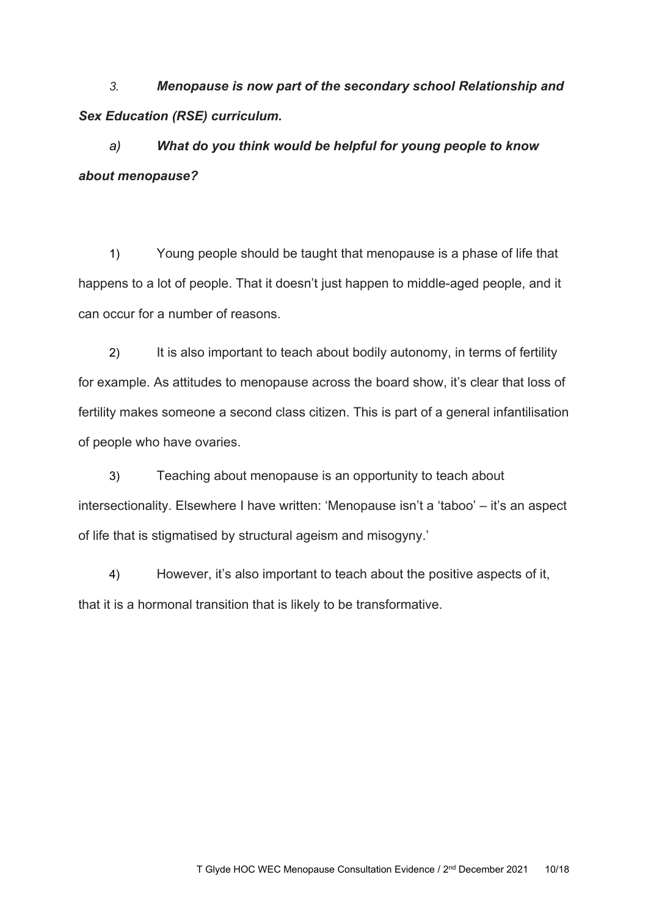*3.* ***Menopause is now part of the secondary school Relationship and Sex Education (RSE) curriculum.***

***a) What do you think would be helpful for young people to know about menopause?***

1) Young people should be taught that menopause is a phase of life that happens to a lot of people. That it doesn't just happen to middle-aged people, and it can occur for a number of reasons.

2) It is also important to teach about bodily autonomy, in terms of fertility for example. As attitudes to menopause across the board show, it's clear that loss of fertility makes someone a second class citizen. This is part of a general infantilisation of people who have ovaries.

3) Teaching about menopause is an opportunity to teach about intersectionality. Elsewhere I have written: 'Menopause isn't a 'taboo' – it's an aspect of life that is stigmatised by structural ageism and misogyny.'

4) However, it's also important to teach about the positive aspects of it, that it is a hormonal transition that is likely to be transformative.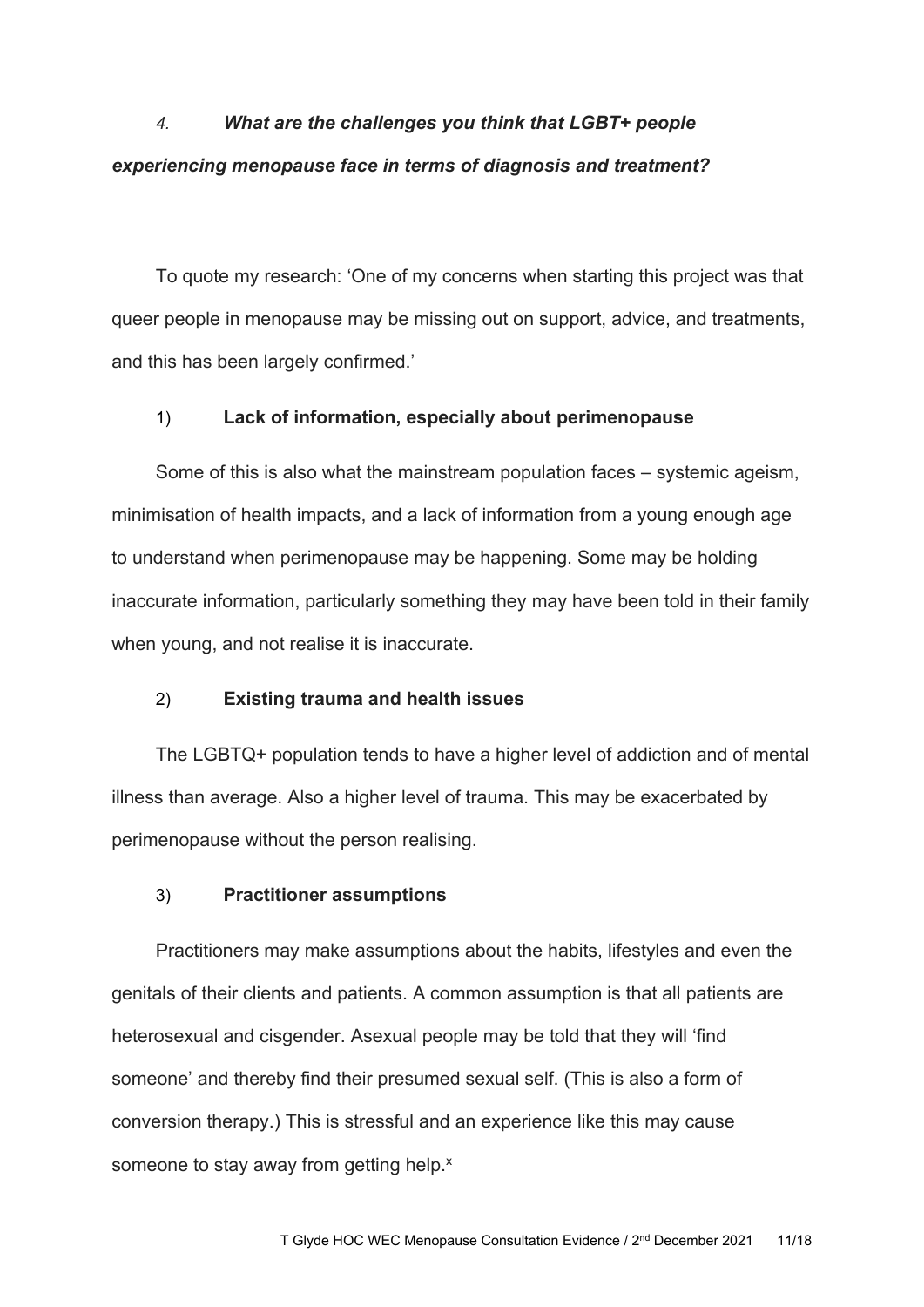*4. **What are the challenges you think that LGBT+ people experiencing menopause face in terms of diagnosis and treatment?***

To quote my research: 'One of my concerns when starting this project was that queer people in menopause may be missing out on support, advice, and treatments, and this has been largely confirmed.'

1) **Lack of information, especially about perimenopause**

Some of this is also what the mainstream population faces – systemic ageism, minimisation of health impacts, and a lack of information from a young enough age to understand when perimenopause may be happening. Some may be holding inaccurate information, particularly something they may have been told in their family when young, and not realise it is inaccurate.

2) **Existing trauma and health issues**

The LGBTQ+ population tends to have a higher level of addiction and of mental illness than average. Also a higher level of trauma. This may be exacerbated by perimenopause without the person realising.

3) **Practitioner assumptions**

Practitioners may make assumptions about the habits, lifestyles and even the genitals of their clients and patients. A common assumption is that all patients are heterosexual and cisgender. Asexual people may be told that they will 'find someone' and thereby find their presumed sexual self. (This is also a form of conversion therapy.) This is stressful and an experience like this may cause someone to stay away from getting help.[x]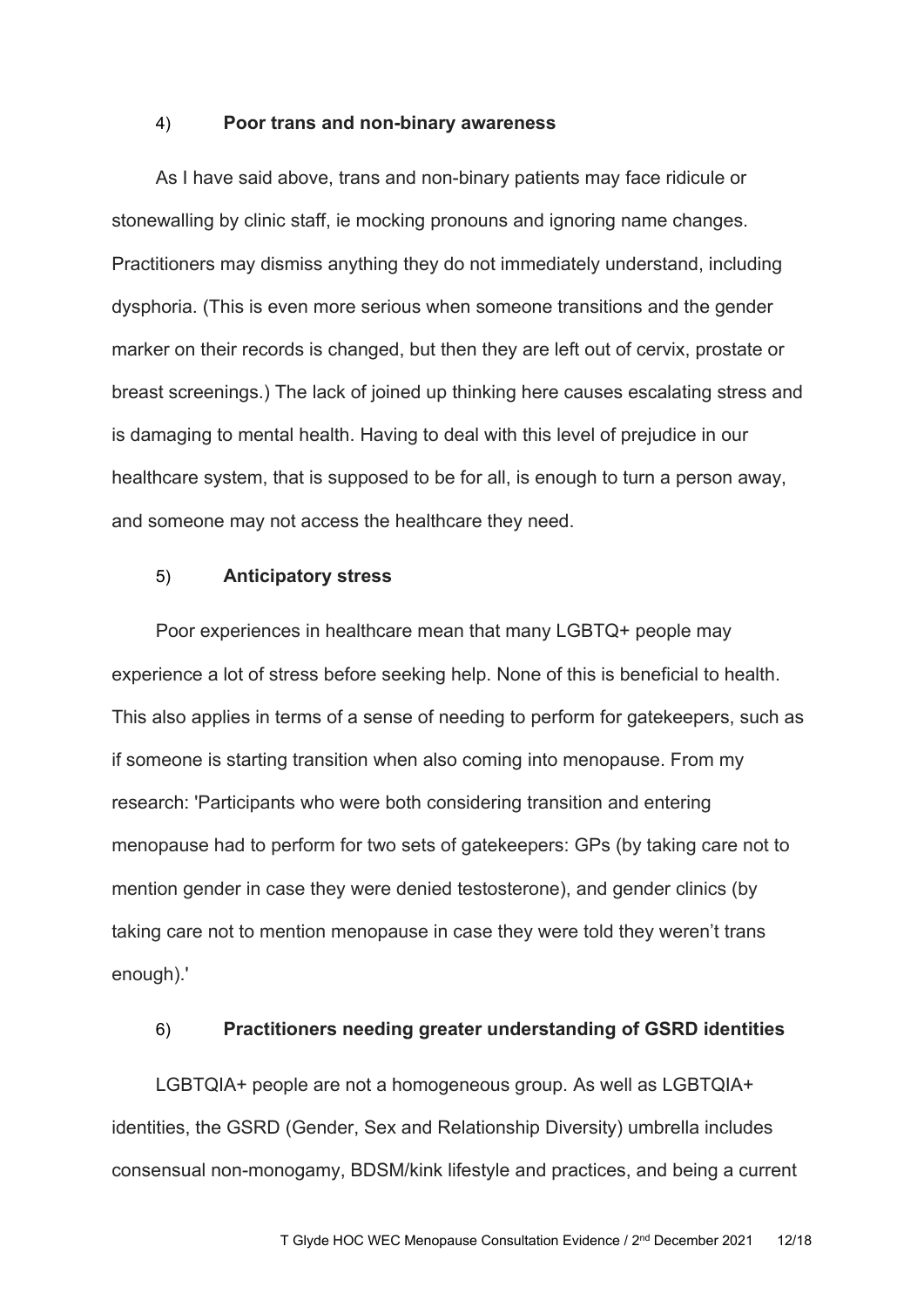### 4) **Poor trans and non-binary awareness**

As I have said above, trans and non-binary patients may face ridicule or stonewalling by clinic staff, ie mocking pronouns and ignoring name changes. Practitioners may dismiss anything they do not immediately understand, including dysphoria. (This is even more serious when someone transitions and the gender marker on their records is changed, but then they are left out of cervix, prostate or breast screenings.) The lack of joined up thinking here causes escalating stress and is damaging to mental health. Having to deal with this level of prejudice in our healthcare system, that is supposed to be for all, is enough to turn a person away, and someone may not access the healthcare they need.

### 5) **Anticipatory stress**

Poor experiences in healthcare mean that many LGBTQ+ people may experience a lot of stress before seeking help. None of this is beneficial to health. This also applies in terms of a sense of needing to perform for gatekeepers, such as if someone is starting transition when also coming into menopause. From my research: 'Participants who were both considering transition and entering menopause had to perform for two sets of gatekeepers: GPs (by taking care not to mention gender in case they were denied testosterone), and gender clinics (by taking care not to mention menopause in case they were told they weren't trans enough).'

### 6) **Practitioners needing greater understanding of GSRD identities**

LGBTQIA+ people are not a homogeneous group. As well as LGBTQIA+ identities, the GSRD (Gender, Sex and Relationship Diversity) umbrella includes consensual non-monogamy, BDSM/kink lifestyle and practices, and being a current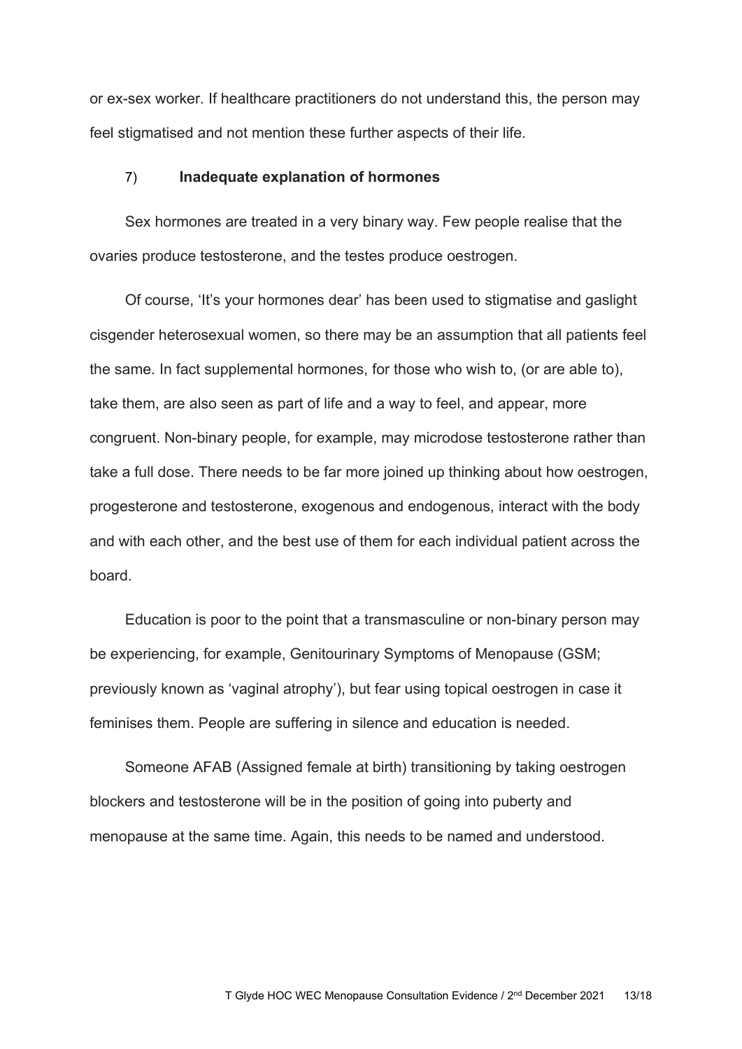or ex-sex worker. If healthcare practitioners do not understand this, the person may feel stigmatised and not mention these further aspects of their life.

### 7) **Inadequate explanation of hormones**

Sex hormones are treated in a very binary way. Few people realise that the ovaries produce testosterone, and the testes produce oestrogen.

Of course, 'It's your hormones dear' has been used to stigmatise and gaslight cisgender heterosexual women, so there may be an assumption that all patients feel the same. In fact supplemental hormones, for those who wish to, (or are able to), take them, are also seen as part of life and a way to feel, and appear, more congruent. Non-binary people, for example, may microdose testosterone rather than take a full dose. There needs to be far more joined up thinking about how oestrogen, progesterone and testosterone, exogenous and endogenous, interact with the body and with each other, and the best use of them for each individual patient across the board.

Education is poor to the point that a transmasculine or non-binary person may be experiencing, for example, Genitourinary Symptoms of Menopause (GSM; previously known as 'vaginal atrophy'), but fear using topical oestrogen in case it feminises them. People are suffering in silence and education is needed.

Someone AFAB (Assigned female at birth) transitioning by taking oestrogen blockers and testosterone will be in the position of going into puberty and menopause at the same time. Again, this needs to be named and understood.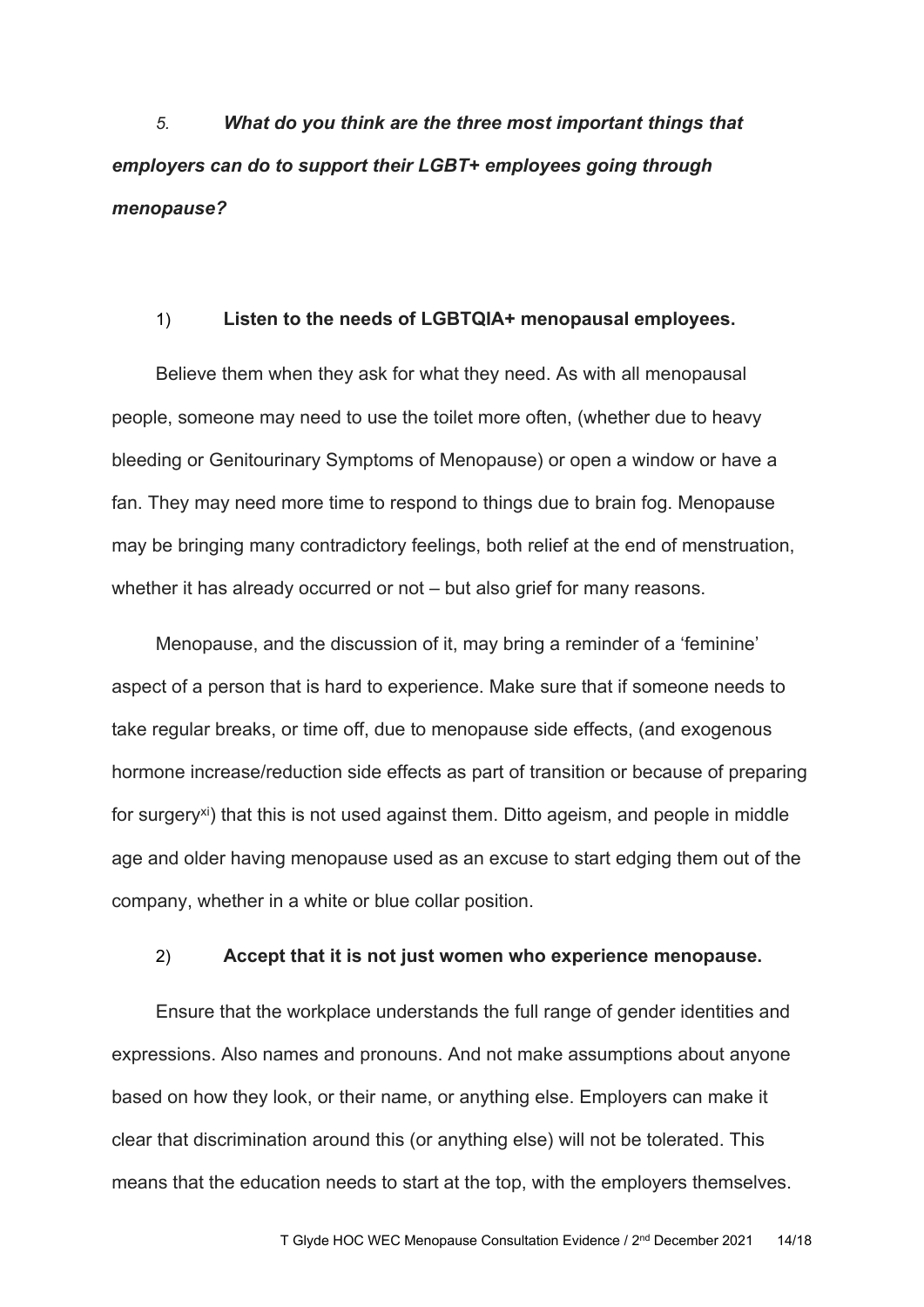*5. What do you think are the three most important things that employers can do to support their LGBT+ employees going through menopause?*

1) **Listen to the needs of LGBTQIA+ menopausal employees.**

Believe them when they ask for what they need. As with all menopausal people, someone may need to use the toilet more often, (whether due to heavy bleeding or Genitourinary Symptoms of Menopause) or open a window or have a fan. They may need more time to respond to things due to brain fog. Menopause may be bringing many contradictory feelings, both relief at the end of menstruation, whether it has already occurred or not – but also grief for many reasons.

Menopause, and the discussion of it, may bring a reminder of a 'feminine' aspect of a person that is hard to experience. Make sure that if someone needs to take regular breaks, or time off, due to menopause side effects, (and exogenous hormone increase/reduction side effects as part of transition or because of preparing for surgery[xi]) that this is not used against them. Ditto ageism, and people in middle age and older having menopause used as an excuse to start edging them out of the company, whether in a white or blue collar position.

2) **Accept that it is not just women who experience menopause.**

Ensure that the workplace understands the full range of gender identities and expressions. Also names and pronouns. And not make assumptions about anyone based on how they look, or their name, or anything else. Employers can make it clear that discrimination around this (or anything else) will not be tolerated. This means that the education needs to start at the top, with the employers themselves.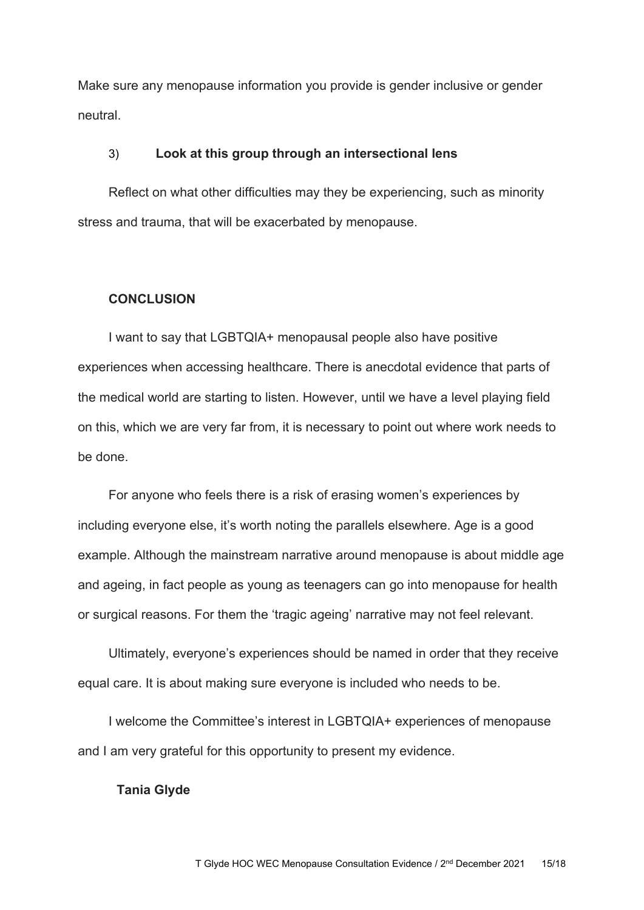Make sure any menopause information you provide is gender inclusive or gender neutral.

3) **Look at this group through an intersectional lens**

Reflect on what other difficulties may they be experiencing, such as minority stress and trauma, that will be exacerbated by menopause.

## CONCLUSION

I want to say that LGBTQIA+ menopausal people also have positive experiences when accessing healthcare. There is anecdotal evidence that parts of the medical world are starting to listen. However, until we have a level playing field on this, which we are very far from, it is necessary to point out where work needs to be done.

For anyone who feels there is a risk of erasing women's experiences by including everyone else, it's worth noting the parallels elsewhere. Age is a good example. Although the mainstream narrative around menopause is about middle age and ageing, in fact people as young as teenagers can go into menopause for health or surgical reasons. For them the 'tragic ageing' narrative may not feel relevant.

Ultimately, everyone's experiences should be named in order that they receive equal care. It is about making sure everyone is included who needs to be.

I welcome the Committee's interest in LGBTQIA+ experiences of menopause and I am very grateful for this opportunity to present my evidence.

**Tania Glyde**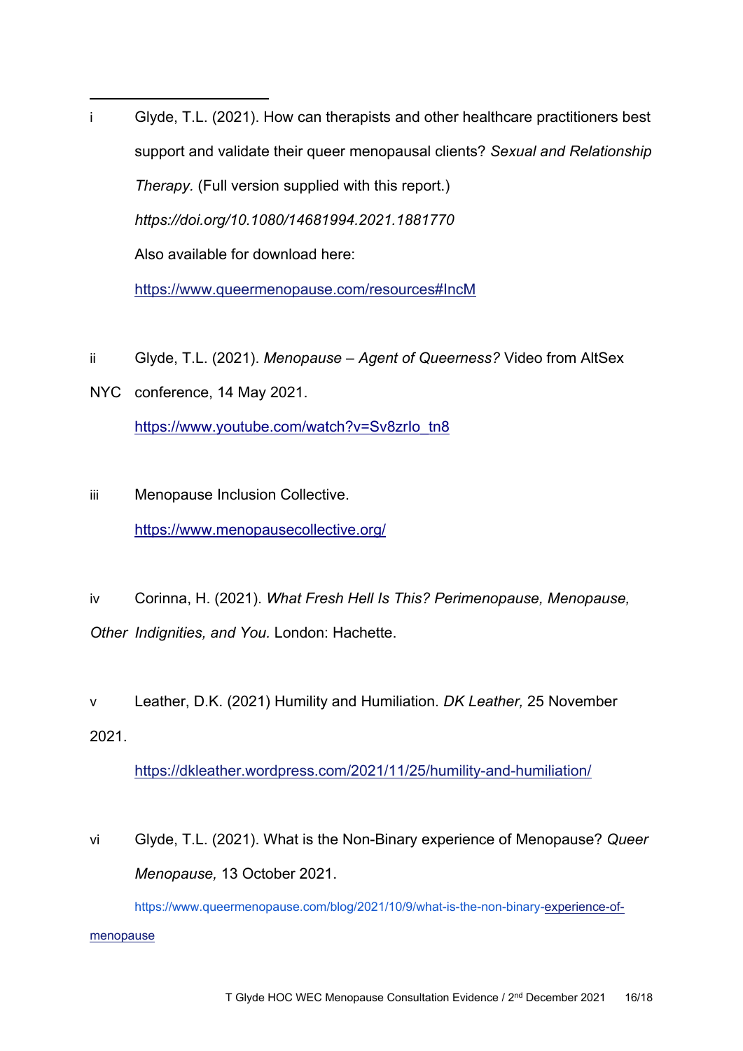i Glyde, T.L. (2021). How can therapists and other healthcare practitioners best support and validate their queer menopausal clients? *Sexual and Relationship Therapy.* (Full version supplied with this report.) *https://doi.org/10.1080/14681994.2021.1881770* Also available for download here: https://www.queermenopause.com/resources#IncM

ii Glyde, T.L. (2021). *Menopause – Agent of Queerness?* Video from AltSex NYC conference, 14 May 2021. https://www.youtube.com/watch?v=Sv8zrlo_tn8

iii Menopause Inclusion Collective. https://www.menopausecollective.org/

iv Corinna, H. (2021). *What Fresh Hell Is This? Perimenopause, Menopause, Other Indignities, and You.* London: Hachette.

v Leather, D.K. (2021) Humility and Humiliation. *DK Leather,* 25 November 2021. https://dkleather.wordpress.com/2021/11/25/humility-and-humiliation/

vi Glyde, T.L. (2021). What is the Non-Binary experience of Menopause? *Queer Menopause,* 13 October 2021. https://www.queermenopause.com/blog/2021/10/9/what-is-the-non-binary-experience-of-menopause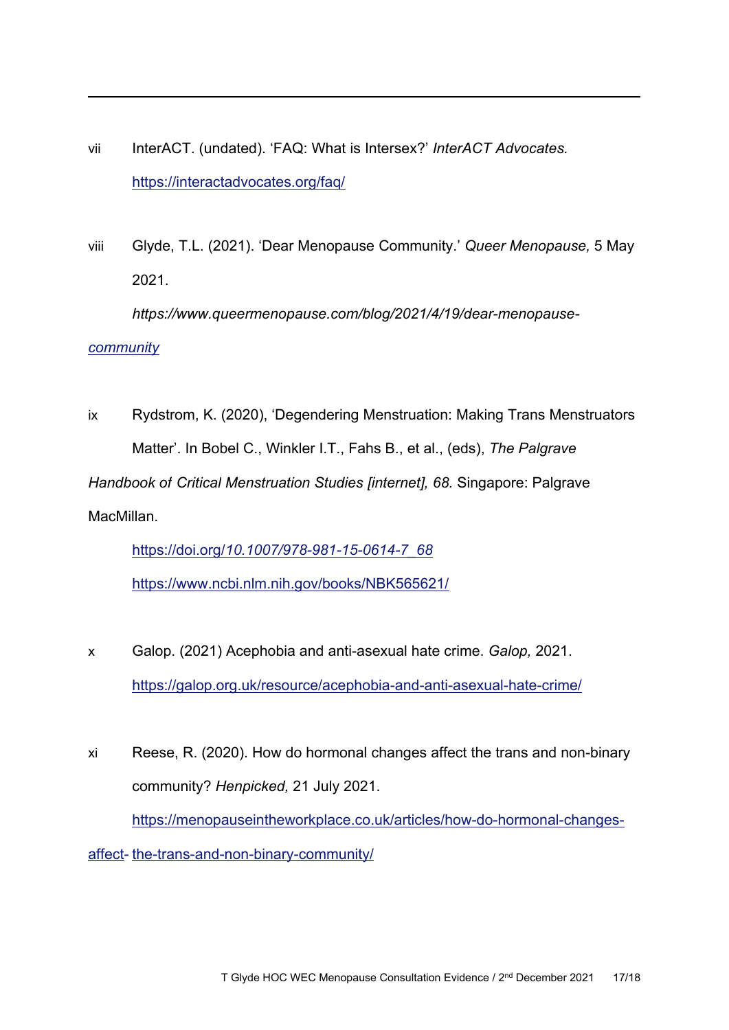vii InterACT. (undated). 'FAQ: What is Intersex?' *InterACT Advocates.* https://interactadvocates.org/faq/

viii Glyde, T.L. (2021). 'Dear Menopause Community.' *Queer Menopause,* 5 May 2021. *https://www.queermenopause.com/blog/2021/4/19/dear-menopause-community*

ix Rydstrom, K. (2020), 'Degendering Menstruation: Making Trans Menstruators Matter'. In Bobel C., Winkler I.T., Fahs B., et al., (eds), *The Palgrave Handbook of Critical Menstruation Studies [internet], 68.* Singapore: Palgrave MacMillan.
https://doi.org/*10.1007/978-981-15-0614-7_68*
https://www.ncbi.nlm.nih.gov/books/NBK565621/

x Galop. (2021) Acephobia and anti-asexual hate crime. *Galop,* 2021. https://galop.org.uk/resource/acephobia-and-anti-asexual-hate-crime/

xi Reese, R. (2020). How do hormonal changes affect the trans and non-binary community? *Henpicked,* 21 July 2021. https://menopauseintheworkplace.co.uk/articles/how-do-hormonal-changes-affect- the-trans-and-non-binary-community/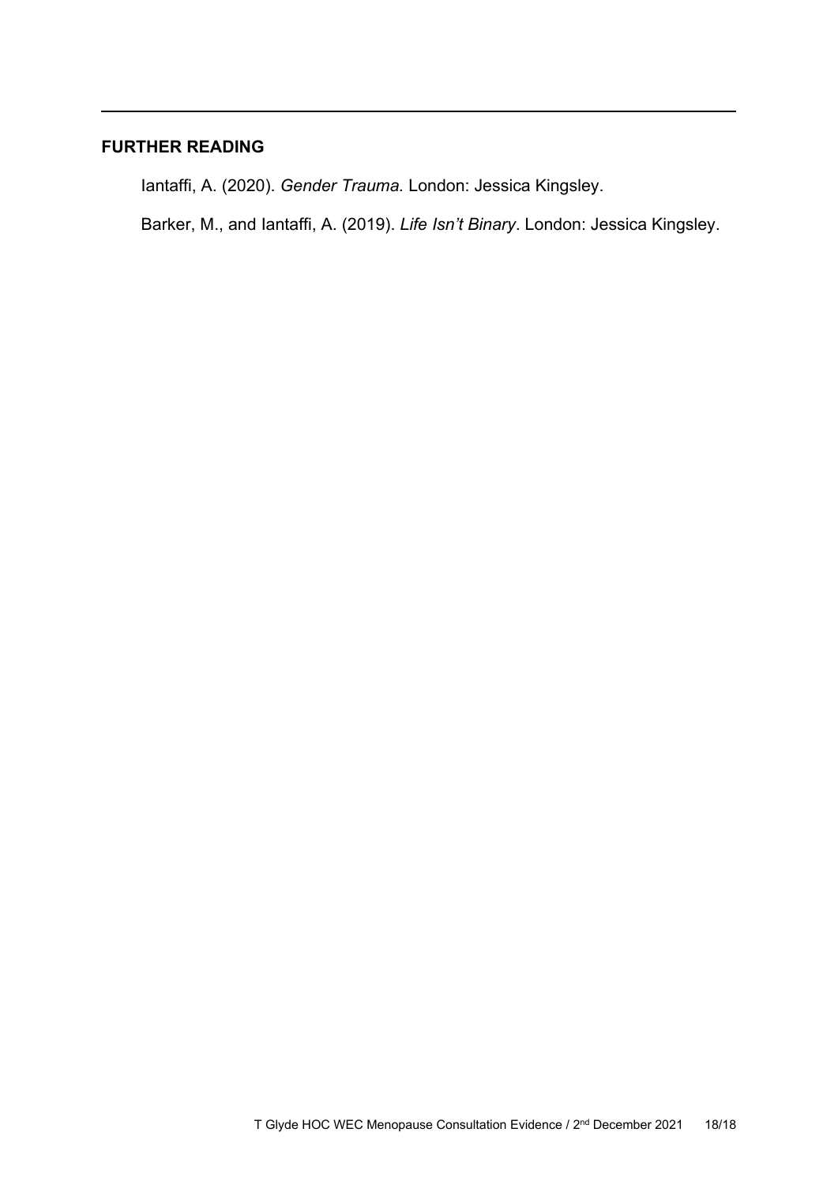## FURTHER READING

Iantaffi, A. (2020). *Gender Trauma.* London: Jessica Kingsley.

Barker, M., and Iantaffi, A. (2019). *Life Isn't Binary*. London: Jessica Kingsley.